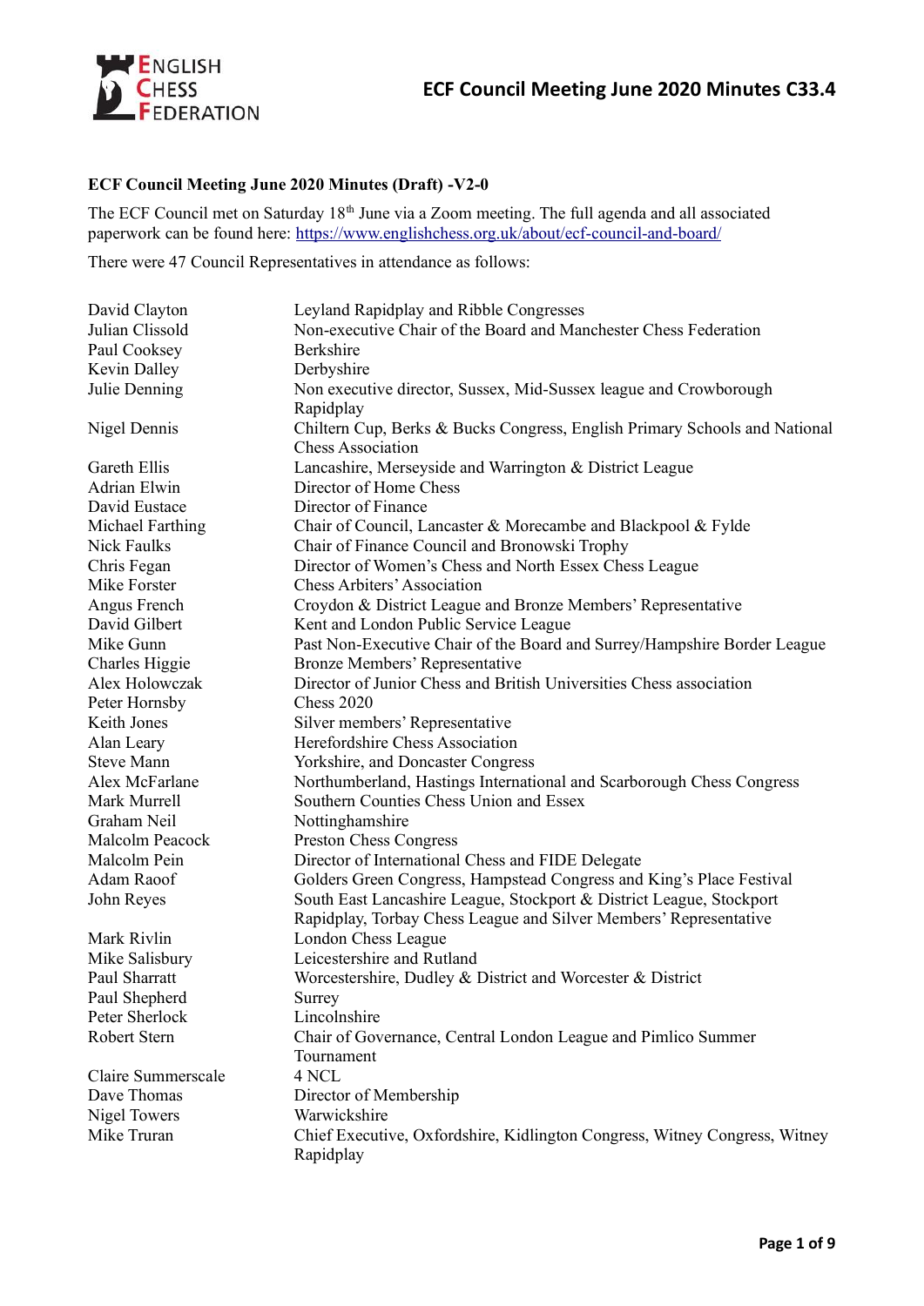## ECF Council Meeting June 2020 Minutes (Draft) -V2-0

The ECF Council met on Saturday 18th June via a Zoom meeting. The full agenda and all associated paperwork can be found here: https://www.englishchess.org.uk/about/ecf-council-and-board/

There were 47 Council Representatives in attendance as follows:

| | |
|---|---|
| David Clayton | Leyland Rapidplay and Ribble Congresses |
| Julian Clissold | Non-executive Chair of the Board and Manchester Chess Federation |
| Paul Cooksey | Berkshire |
| Kevin Dalley | Derbyshire |
| Julie Denning | Non executive director, Sussex, Mid-Sussex league and Crowborough Rapidplay |
| Nigel Dennis | Chiltern Cup, Berks & Bucks Congress, English Primary Schools and National Chess Association |
| Gareth Ellis | Lancashire, Merseyside and Warrington & District League |
| Adrian Elwin | Director of Home Chess |
| David Eustace | Director of Finance |
| Michael Farthing | Chair of Council, Lancaster & Morecambe and Blackpool & Fylde |
| Nick Faulks | Chair of Finance Council and Bronowski Trophy |
| Chris Fegan | Director of Women's Chess and North Essex Chess League |
| Mike Forster | Chess Arbiters' Association |
| Angus French | Croydon & District League and Bronze Members' Representative |
| David Gilbert | Kent and London Public Service League |
| Mike Gunn | Past Non-Executive Chair of the Board and Surrey/Hampshire Border League |
| Charles Higgie | Bronze Members' Representative |
| Alex Holowczak | Director of Junior Chess and British Universities Chess association |
| Peter Hornsby | Chess 2020 |
| Keith Jones | Silver members' Representative |
| Alan Leary | Herefordshire Chess Association |
| Steve Mann | Yorkshire, and Doncaster Congress |
| Alex McFarlane | Northumberland, Hastings International and Scarborough Chess Congress |
| Mark Murrell | Southern Counties Chess Union and Essex |
| Graham Neil | Nottinghamshire |
| Malcolm Peacock | Preston Chess Congress |
| Malcolm Pein | Director of International Chess and FIDE Delegate |
| Adam Raoof | Golders Green Congress, Hampstead Congress and King's Place Festival |
| John Reyes | South East Lancashire League, Stockport & District League, Stockport Rapidplay, Torbay Chess League and Silver Members' Representative |
| Mark Rivlin | London Chess League |
| Mike Salisbury | Leicestershire and Rutland |
| Paul Sharratt | Worcestershire, Dudley & District and Worcester & District |
| Paul Shepherd | Surrey |
| Peter Sherlock | Lincolnshire |
| Robert Stern | Chair of Governance, Central London League and Pimlico Summer Tournament |
| Claire Summerscale | 4 NCL |
| Dave Thomas | Director of Membership |
| Nigel Towers | Warwickshire |
| Mike Truran | Chief Executive, Oxfordshire, Kidlington Congress, Witney Congress, Witney Rapidplay |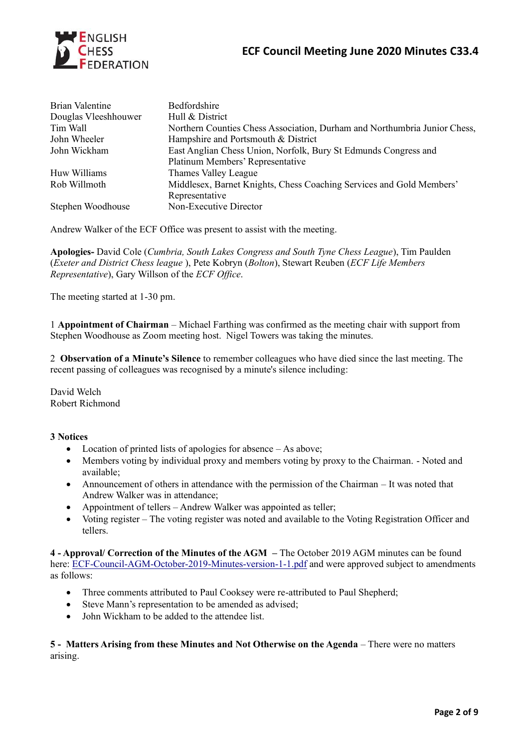| | |
|---|---|
| Brian Valentine | Bedfordshire |
| Douglas Vleeshhouwer | Hull & District |
| Tim Wall | Northern Counties Chess Association, Durham and Northumbria Junior Chess, |
| John Wheeler | Hampshire and Portsmouth & District |
| John Wickham | East Anglian Chess Union, Norfolk, Bury St Edmunds Congress and Platinum Members' Representative |
| Huw Williams | Thames Valley League |
| Rob Willmoth | Middlesex, Barnet Knights, Chess Coaching Services and Gold Members' Representative |
| Stephen Woodhouse | Non-Executive Director |

Andrew Walker of the ECF Office was present to assist with the meeting.

**Apologies-** David Cole (*Cumbria, South Lakes Congress and South Tyne Chess League*), Tim Paulden (*Exeter and District Chess league* ), Pete Kobryn (*Bolton*), Stewart Reuben (*ECF Life Members Representative*), Gary Willson of the *ECF Office*.

The meeting started at 1-30 pm.

1 **Appointment of Chairman** – Michael Farthing was confirmed as the meeting chair with support from Stephen Woodhouse as Zoom meeting host. Nigel Towers was taking the minutes.

2 **Observation of a Minute's Silence** to remember colleagues who have died since the last meeting. The recent passing of colleagues was recognised by a minute's silence including:

David Welch
Robert Richmond

**3 Notices**

- Location of printed lists of apologies for absence – As above;
- Members voting by individual proxy and members voting by proxy to the Chairman. - Noted and available;
- Announcement of others in attendance with the permission of the Chairman – It was noted that Andrew Walker was in attendance;
- Appointment of tellers – Andrew Walker was appointed as teller;
- Voting register – The voting register was noted and available to the Voting Registration Officer and tellers.

**4 - Approval/ Correction of the Minutes of the AGM –** The October 2019 AGM minutes can be found here: ECF-Council-AGM-October-2019-Minutes-version-1-1.pdf and were approved subject to amendments as follows:

- Three comments attributed to Paul Cooksey were re-attributed to Paul Shepherd;
- Steve Mann's representation to be amended as advised;
- John Wickham to be added to the attendee list.

**5 - Matters Arising from these Minutes and Not Otherwise on the Agenda** – There were no matters arising.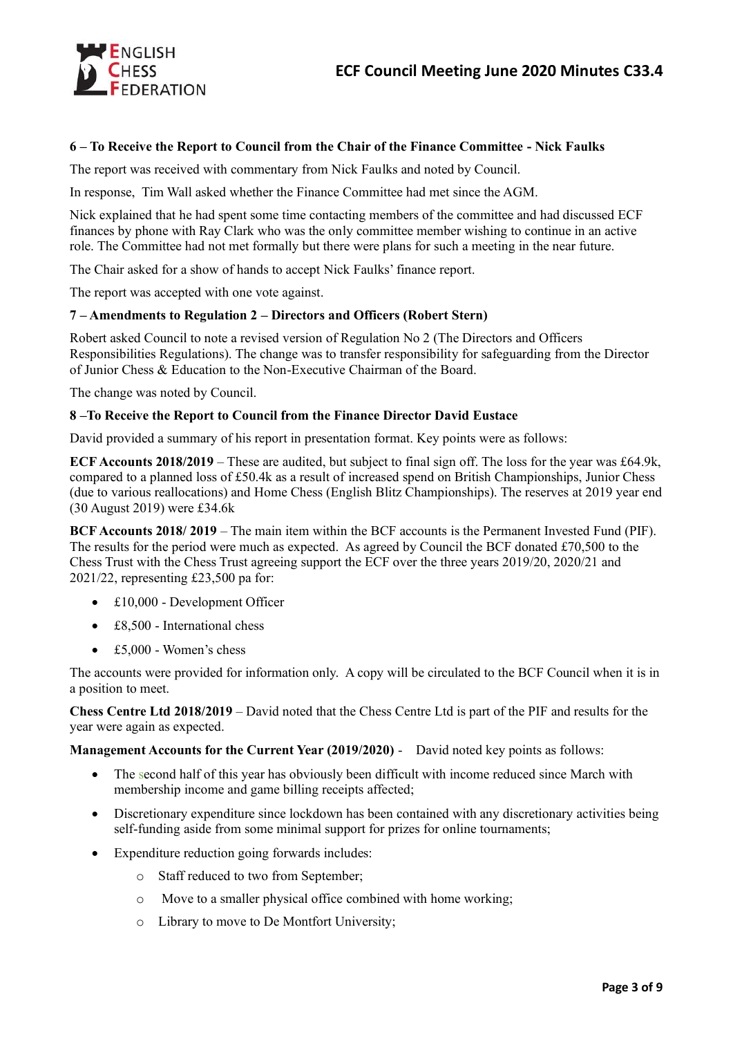### 6 – To Receive the Report to Council from the Chair of the Finance Committee - Nick Faulks

The report was received with commentary from Nick Faulks and noted by Council.

In response, Tim Wall asked whether the Finance Committee had met since the AGM.

Nick explained that he had spent some time contacting members of the committee and had discussed ECF finances by phone with Ray Clark who was the only committee member wishing to continue in an active role. The Committee had not met formally but there were plans for such a meeting in the near future.

The Chair asked for a show of hands to accept Nick Faulks' finance report.

The report was accepted with one vote against.

### 7 – Amendments to Regulation 2 – Directors and Officers (Robert Stern)

Robert asked Council to note a revised version of Regulation No 2 (The Directors and Officers Responsibilities Regulations). The change was to transfer responsibility for safeguarding from the Director of Junior Chess & Education to the Non-Executive Chairman of the Board.

The change was noted by Council.

### 8 –To Receive the Report to Council from the Finance Director David Eustace

David provided a summary of his report in presentation format. Key points were as follows:

**ECF Accounts 2018/2019** – These are audited, but subject to final sign off. The loss for the year was £64.9k, compared to a planned loss of £50.4k as a result of increased spend on British Championships, Junior Chess (due to various reallocations) and Home Chess (English Blitz Championships). The reserves at 2019 year end (30 August 2019) were £34.6k

**BCF Accounts 2018/ 2019** – The main item within the BCF accounts is the Permanent Invested Fund (PIF). The results for the period were much as expected. As agreed by Council the BCF donated £70,500 to the Chess Trust with the Chess Trust agreeing support the ECF over the three years 2019/20, 2020/21 and 2021/22, representing £23,500 pa for:

- £10,000 - Development Officer
- £8,500 - International chess
- £5,000 - Women's chess

The accounts were provided for information only. A copy will be circulated to the BCF Council when it is in a position to meet.

**Chess Centre Ltd 2018/2019** – David noted that the Chess Centre Ltd is part of the PIF and results for the year were again as expected.

**Management Accounts for the Current Year (2019/2020)** - David noted key points as follows:

- The second half of this year has obviously been difficult with income reduced since March with membership income and game billing receipts affected;
- Discretionary expenditure since lockdown has been contained with any discretionary activities being self-funding aside from some minimal support for prizes for online tournaments;
- Expenditure reduction going forwards includes:
  - Staff reduced to two from September;
  - Move to a smaller physical office combined with home working;
  - Library to move to De Montfort University;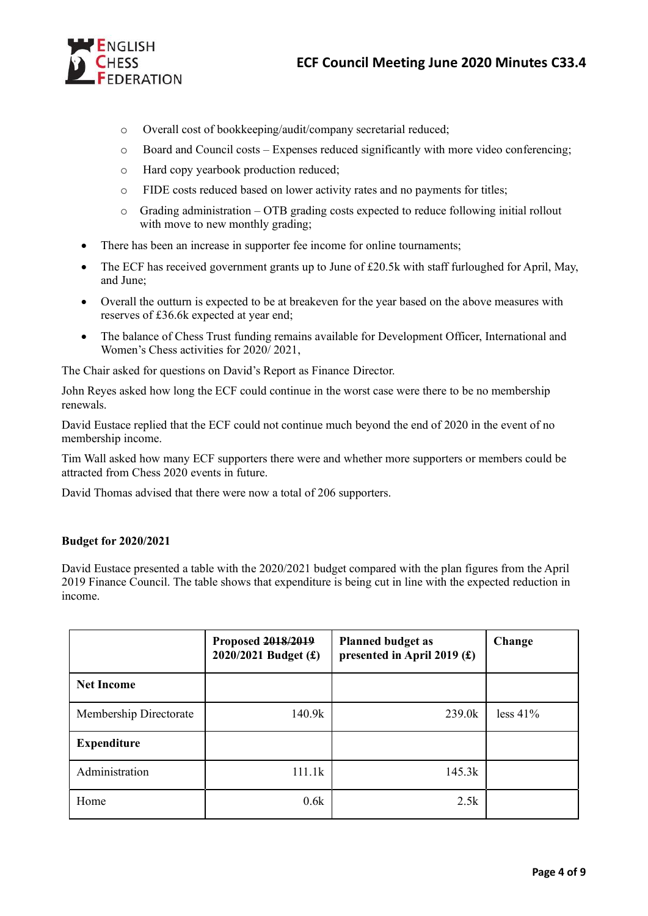- Overall cost of bookkeeping/audit/company secretarial reduced;
    - Board and Council costs – Expenses reduced significantly with more video conferencing;
    - Hard copy yearbook production reduced;
    - FIDE costs reduced based on lower activity rates and no payments for titles;
    - Grading administration – OTB grading costs expected to reduce following initial rollout with move to new monthly grading;
- There has been an increase in supporter fee income for online tournaments;
- The ECF has received government grants up to June of £20.5k with staff furloughed for April, May, and June;
- Overall the outturn is expected to be at breakeven for the year based on the above measures with reserves of £36.6k expected at year end;
- The balance of Chess Trust funding remains available for Development Officer, International and Women's Chess activities for 2020/ 2021,

The Chair asked for questions on David's Report as Finance Director.

John Reyes asked how long the ECF could continue in the worst case were there to be no membership renewals.

David Eustace replied that the ECF could not continue much beyond the end of 2020 in the event of no membership income.

Tim Wall asked how many ECF supporters there were and whether more supporters or members could be attracted from Chess 2020 events in future.

David Thomas advised that there were now a total of 206 supporters.

**Budget for 2020/2021**

David Eustace presented a table with the 2020/2021 budget compared with the plan figures from the April 2019 Finance Council. The table shows that expenditure is being cut in line with the expected reduction in income.

| | Proposed ~~2018/2019~~ 2020/2021 Budget (£) | Planned budget as presented in April 2019 (£) | Change |
|---|---|---|---|
| **Net Income** | | | |
| Membership Directorate | 140.9k | 239.0k | less 41% |
| **Expenditure** | | | |
| Administration | 111.1k | 145.3k | |
| Home | 0.6k | 2.5k | |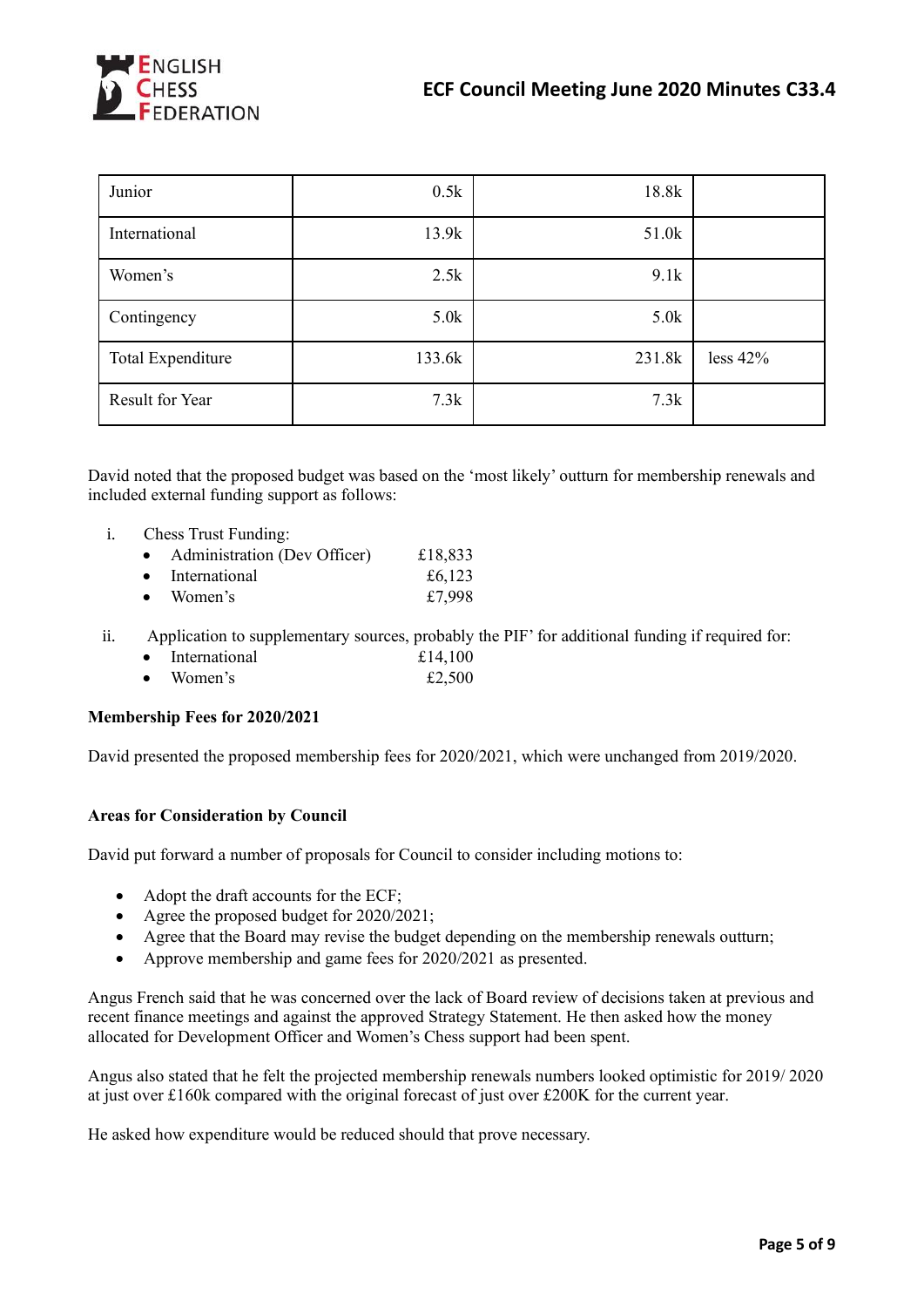| Junior | 0.5k | 18.8k | |
|---|---|---|---|
| International | 13.9k | 51.0k | |
| Women's | 2.5k | 9.1k | |
| Contingency | 5.0k | 5.0k | |
| Total Expenditure | 133.6k | 231.8k | less 42% |
| Result for Year | 7.3k | 7.3k | |

David noted that the proposed budget was based on the 'most likely' outturn for membership renewals and included external funding support as follows:

i. Chess Trust Funding:
   - Administration (Dev Officer) £18,833
   - International £6,123
   - Women's £7,998

ii. Application to supplementary sources, probably the PIF' for additional funding if required for:
   - International £14,100
   - Women's £2,500

**Membership Fees for 2020/2021**

David presented the proposed membership fees for 2020/2021, which were unchanged from 2019/2020.

**Areas for Consideration by Council**

David put forward a number of proposals for Council to consider including motions to:

- Adopt the draft accounts for the ECF;
- Agree the proposed budget for 2020/2021;
- Agree that the Board may revise the budget depending on the membership renewals outturn;
- Approve membership and game fees for 2020/2021 as presented.

Angus French said that he was concerned over the lack of Board review of decisions taken at previous and recent finance meetings and against the approved Strategy Statement. He then asked how the money allocated for Development Officer and Women's Chess support had been spent.

Angus also stated that he felt the projected membership renewals numbers looked optimistic for 2019/ 2020 at just over £160k compared with the original forecast of just over £200K for the current year.

He asked how expenditure would be reduced should that prove necessary.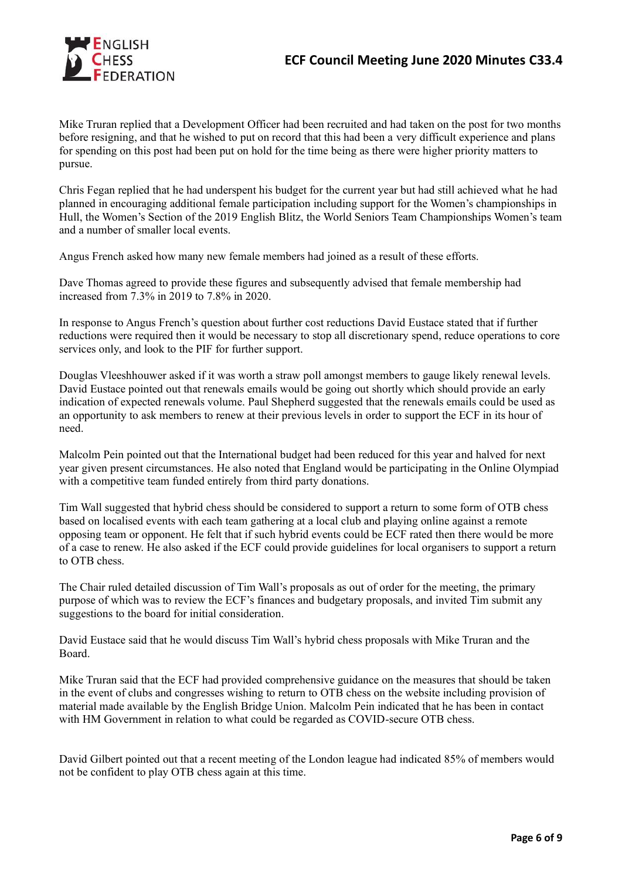Mike Truran replied that a Development Officer had been recruited and had taken on the post for two months before resigning, and that he wished to put on record that this had been a very difficult experience and plans for spending on this post had been put on hold for the time being as there were higher priority matters to pursue.

Chris Fegan replied that he had underspent his budget for the current year but had still achieved what he had planned in encouraging additional female participation including support for the Women's championships in Hull, the Women's Section of the 2019 English Blitz, the World Seniors Team Championships Women's team and a number of smaller local events.

Angus French asked how many new female members had joined as a result of these efforts.

Dave Thomas agreed to provide these figures and subsequently advised that female membership had increased from 7.3% in 2019 to 7.8% in 2020.

In response to Angus French's question about further cost reductions David Eustace stated that if further reductions were required then it would be necessary to stop all discretionary spend, reduce operations to core services only, and look to the PIF for further support.

Douglas Vleeshhouwer asked if it was worth a straw poll amongst members to gauge likely renewal levels. David Eustace pointed out that renewals emails would be going out shortly which should provide an early indication of expected renewals volume. Paul Shepherd suggested that the renewals emails could be used as an opportunity to ask members to renew at their previous levels in order to support the ECF in its hour of need.

Malcolm Pein pointed out that the International budget had been reduced for this year and halved for next year given present circumstances. He also noted that England would be participating in the Online Olympiad with a competitive team funded entirely from third party donations.

Tim Wall suggested that hybrid chess should be considered to support a return to some form of OTB chess based on localised events with each team gathering at a local club and playing online against a remote opposing team or opponent. He felt that if such hybrid events could be ECF rated then there would be more of a case to renew. He also asked if the ECF could provide guidelines for local organisers to support a return to OTB chess.

The Chair ruled detailed discussion of Tim Wall's proposals as out of order for the meeting, the primary purpose of which was to review the ECF's finances and budgetary proposals, and invited Tim submit any suggestions to the board for initial consideration.

David Eustace said that he would discuss Tim Wall's hybrid chess proposals with Mike Truran and the Board.

Mike Truran said that the ECF had provided comprehensive guidance on the measures that should be taken in the event of clubs and congresses wishing to return to OTB chess on the website including provision of material made available by the English Bridge Union. Malcolm Pein indicated that he has been in contact with HM Government in relation to what could be regarded as COVID-secure OTB chess.

David Gilbert pointed out that a recent meeting of the London league had indicated 85% of members would not be confident to play OTB chess again at this time.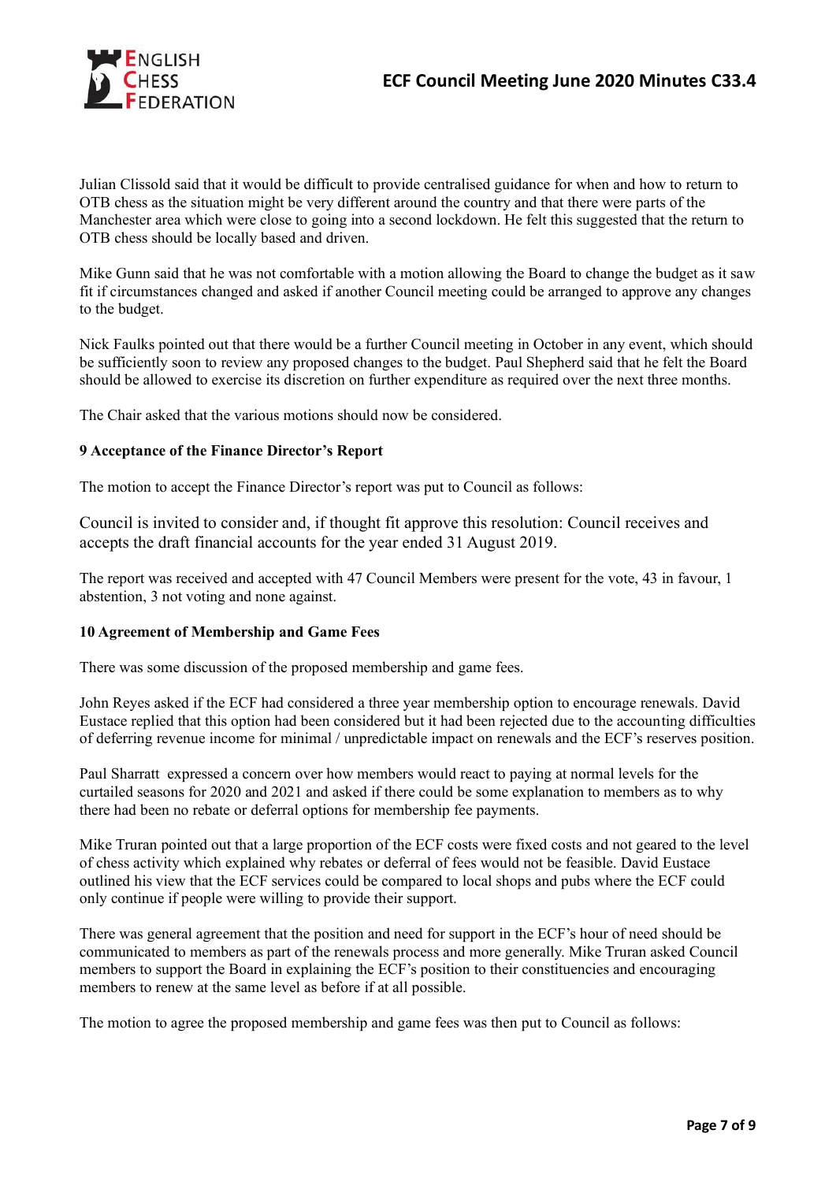Julian Clissold said that it would be difficult to provide centralised guidance for when and how to return to OTB chess as the situation might be very different around the country and that there were parts of the Manchester area which were close to going into a second lockdown. He felt this suggested that the return to OTB chess should be locally based and driven.

Mike Gunn said that he was not comfortable with a motion allowing the Board to change the budget as it saw fit if circumstances changed and asked if another Council meeting could be arranged to approve any changes to the budget.

Nick Faulks pointed out that there would be a further Council meeting in October in any event, which should be sufficiently soon to review any proposed changes to the budget. Paul Shepherd said that he felt the Board should be allowed to exercise its discretion on further expenditure as required over the next three months.

The Chair asked that the various motions should now be considered.

**9 Acceptance of the Finance Director's Report**

The motion to accept the Finance Director's report was put to Council as follows:

Council is invited to consider and, if thought fit approve this resolution: Council receives and accepts the draft financial accounts for the year ended 31 August 2019.

The report was received and accepted with 47 Council Members were present for the vote, 43 in favour, 1 abstention, 3 not voting and none against.

**10 Agreement of Membership and Game Fees**

There was some discussion of the proposed membership and game fees.

John Reyes asked if the ECF had considered a three year membership option to encourage renewals. David Eustace replied that this option had been considered but it had been rejected due to the accounting difficulties of deferring revenue income for minimal / unpredictable impact on renewals and the ECF's reserves position.

Paul Sharratt expressed a concern over how members would react to paying at normal levels for the curtailed seasons for 2020 and 2021 and asked if there could be some explanation to members as to why there had been no rebate or deferral options for membership fee payments.

Mike Truran pointed out that a large proportion of the ECF costs were fixed costs and not geared to the level of chess activity which explained why rebates or deferral of fees would not be feasible. David Eustace outlined his view that the ECF services could be compared to local shops and pubs where the ECF could only continue if people were willing to provide their support.

There was general agreement that the position and need for support in the ECF's hour of need should be communicated to members as part of the renewals process and more generally. Mike Truran asked Council members to support the Board in explaining the ECF's position to their constituencies and encouraging members to renew at the same level as before if at all possible.

The motion to agree the proposed membership and game fees was then put to Council as follows: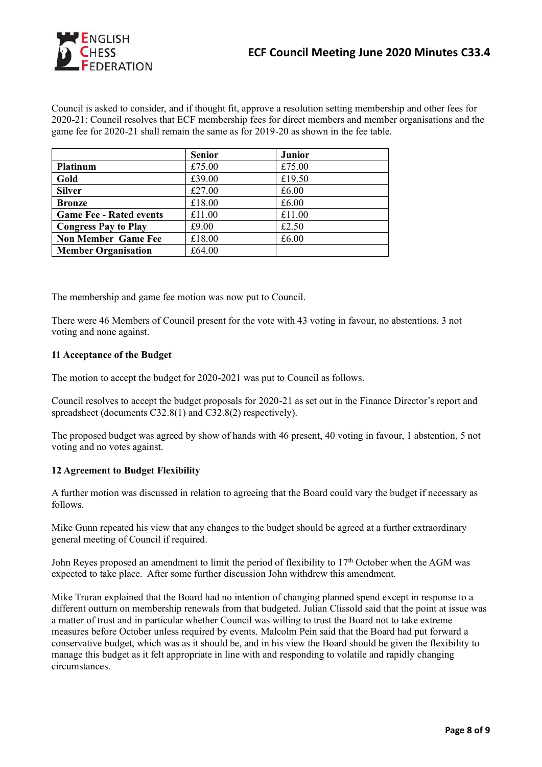Council is asked to consider, and if thought fit, approve a resolution setting membership and other fees for 2020-21: Council resolves that ECF membership fees for direct members and member organisations and the game fee for 2020-21 shall remain the same as for 2019-20 as shown in the fee table.

| | **Senior** | **Junior** |
|---|---|---|
| **Platinum** | £75.00 | £75.00 |
| **Gold** | £39.00 | £19.50 |
| **Silver** | £27.00 | £6.00 |
| **Bronze** | £18.00 | £6.00 |
| **Game Fee - Rated events** | £11.00 | £11.00 |
| **Congress Pay to Play** | £9.00 | £2.50 |
| **Non Member Game Fee** | £18.00 | £6.00 |
| **Member Organisation** | £64.00 | |

The membership and game fee motion was now put to Council.

There were 46 Members of Council present for the vote with 43 voting in favour, no abstentions, 3 not voting and none against.

### 11 Acceptance of the Budget

The motion to accept the budget for 2020-2021 was put to Council as follows.

Council resolves to accept the budget proposals for 2020-21 as set out in the Finance Director's report and spreadsheet (documents C32.8(1) and C32.8(2) respectively).

The proposed budget was agreed by show of hands with 46 present, 40 voting in favour, 1 abstention, 5 not voting and no votes against.

### 12 Agreement to Budget Flexibility

A further motion was discussed in relation to agreeing that the Board could vary the budget if necessary as follows.

Mike Gunn repeated his view that any changes to the budget should be agreed at a further extraordinary general meeting of Council if required.

John Reyes proposed an amendment to limit the period of flexibility to 17th October when the AGM was expected to take place. After some further discussion John withdrew this amendment.

Mike Truran explained that the Board had no intention of changing planned spend except in response to a different outturn on membership renewals from that budgeted. Julian Clissold said that the point at issue was a matter of trust and in particular whether Council was willing to trust the Board not to take extreme measures before October unless required by events. Malcolm Pein said that the Board had put forward a conservative budget, which was as it should be, and in his view the Board should be given the flexibility to manage this budget as it felt appropriate in line with and responding to volatile and rapidly changing circumstances.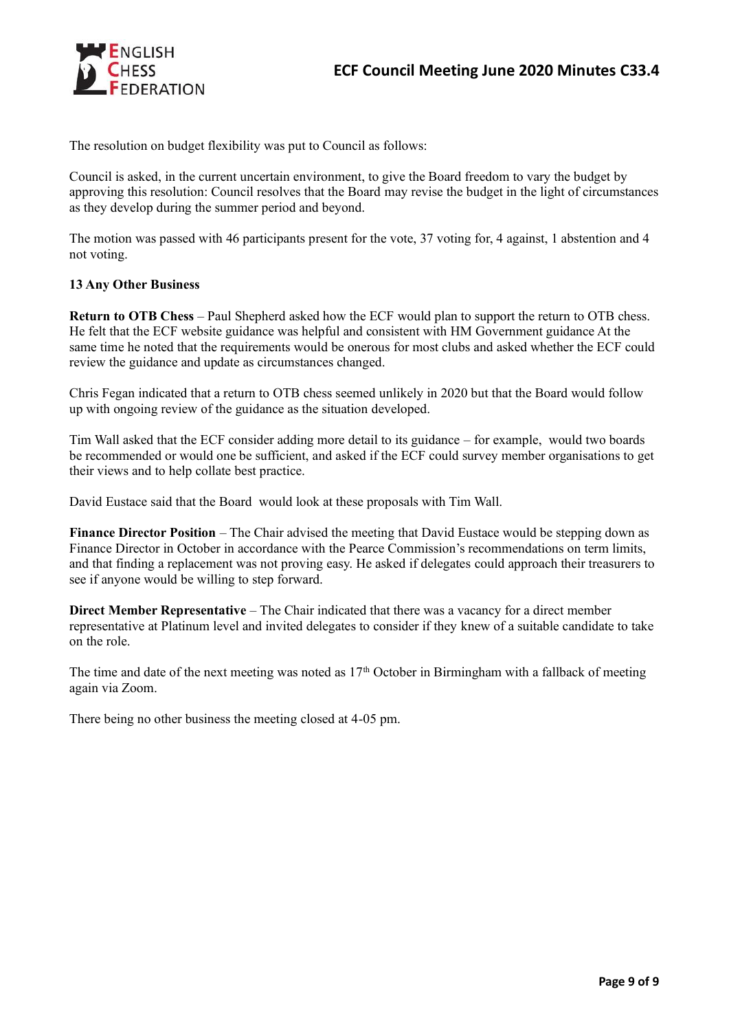The resolution on budget flexibility was put to Council as follows:

Council is asked, in the current uncertain environment, to give the Board freedom to vary the budget by approving this resolution: Council resolves that the Board may revise the budget in the light of circumstances as they develop during the summer period and beyond.

The motion was passed with 46 participants present for the vote, 37 voting for, 4 against, 1 abstention and 4 not voting.

**13 Any Other Business**

**Return to OTB Chess** – Paul Shepherd asked how the ECF would plan to support the return to OTB chess. He felt that the ECF website guidance was helpful and consistent with HM Government guidance At the same time he noted that the requirements would be onerous for most clubs and asked whether the ECF could review the guidance and update as circumstances changed.

Chris Fegan indicated that a return to OTB chess seemed unlikely in 2020 but that the Board would follow up with ongoing review of the guidance as the situation developed.

Tim Wall asked that the ECF consider adding more detail to its guidance – for example, would two boards be recommended or would one be sufficient, and asked if the ECF could survey member organisations to get their views and to help collate best practice.

David Eustace said that the Board would look at these proposals with Tim Wall.

**Finance Director Position** – The Chair advised the meeting that David Eustace would be stepping down as Finance Director in October in accordance with the Pearce Commission's recommendations on term limits, and that finding a replacement was not proving easy. He asked if delegates could approach their treasurers to see if anyone would be willing to step forward.

**Direct Member Representative** – The Chair indicated that there was a vacancy for a direct member representative at Platinum level and invited delegates to consider if they knew of a suitable candidate to take on the role.

The time and date of the next meeting was noted as 17th October in Birmingham with a fallback of meeting again via Zoom.

There being no other business the meeting closed at 4-05 pm.